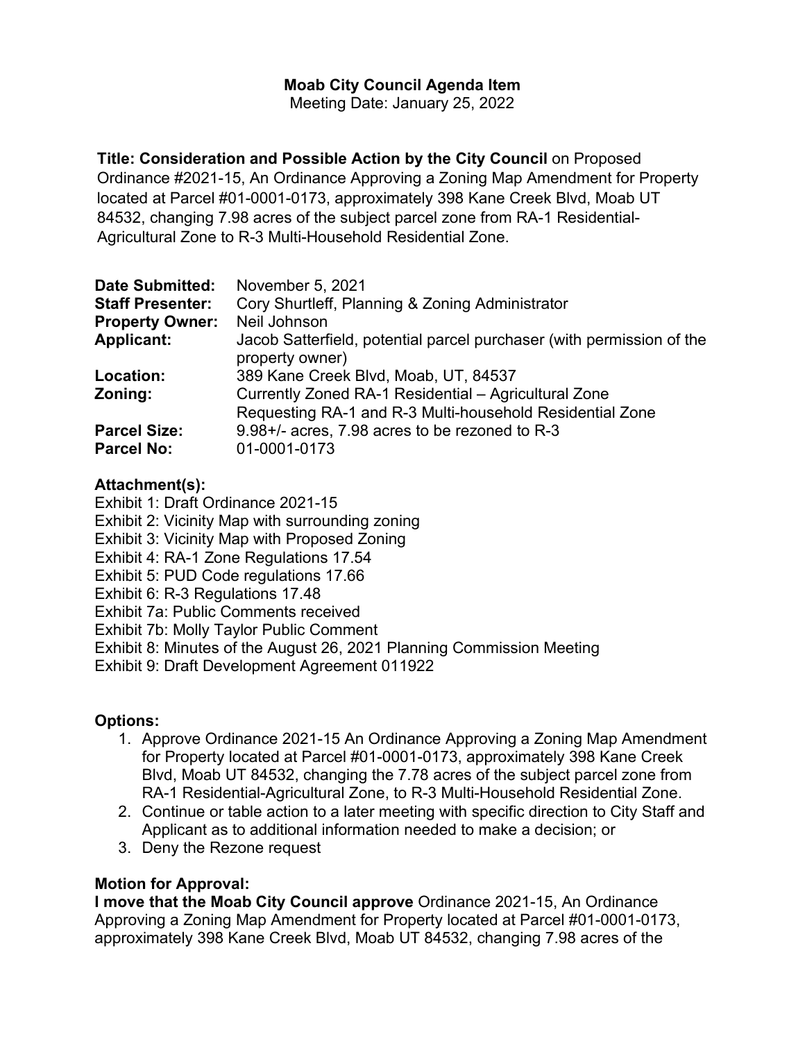**Moab City Council Agenda Item**
Meeting Date: January 25, 2022

**Title: Consideration and Possible Action by the City Council** on Proposed Ordinance #2021-15, An Ordinance Approving a Zoning Map Amendment for Property located at Parcel #01-0001-0173, approximately 398 Kane Creek Blvd, Moab UT 84532, changing 7.98 acres of the subject parcel zone from RA-1 Residential-Agricultural Zone to R-3 Multi-Household Residential Zone.

| | |
|---|---|
| **Date Submitted:** | November 5, 2021 |
| **Staff Presenter:** | Cory Shurtleff, Planning & Zoning Administrator |
| **Property Owner:** | Neil Johnson |
| **Applicant:** | Jacob Satterfield, potential parcel purchaser (with permission of the property owner) |
| **Location:** | 389 Kane Creek Blvd, Moab, UT, 84537 |
| **Zoning:** | Currently Zoned RA-1 Residential – Agricultural Zone<br>Requesting RA-1 and R-3 Multi-household Residential Zone |
| **Parcel Size:** | 9.98+/- acres, 7.98 acres to be rezoned to R-3 |
| **Parcel No:** | 01-0001-0173 |

**Attachment(s):**

Exhibit 1: Draft Ordinance 2021-15
Exhibit 2: Vicinity Map with surrounding zoning
Exhibit 3: Vicinity Map with Proposed Zoning
Exhibit 4: RA-1 Zone Regulations 17.54
Exhibit 5: PUD Code regulations 17.66
Exhibit 6: R-3 Regulations 17.48
Exhibit 7a: Public Comments received
Exhibit 7b: Molly Taylor Public Comment
Exhibit 8: Minutes of the August 26, 2021 Planning Commission Meeting
Exhibit 9: Draft Development Agreement 011922

**Options:**

1. Approve Ordinance 2021-15 An Ordinance Approving a Zoning Map Amendment for Property located at Parcel #01-0001-0173, approximately 398 Kane Creek Blvd, Moab UT 84532, changing the 7.78 acres of the subject parcel zone from RA-1 Residential-Agricultural Zone, to R-3 Multi-Household Residential Zone.
2. Continue or table action to a later meeting with specific direction to City Staff and Applicant as to additional information needed to make a decision; or
3. Deny the Rezone request

**Motion for Approval:**

**I move that the Moab City Council approve** Ordinance 2021-15, An Ordinance Approving a Zoning Map Amendment for Property located at Parcel #01-0001-0173, approximately 398 Kane Creek Blvd, Moab UT 84532, changing 7.98 acres of the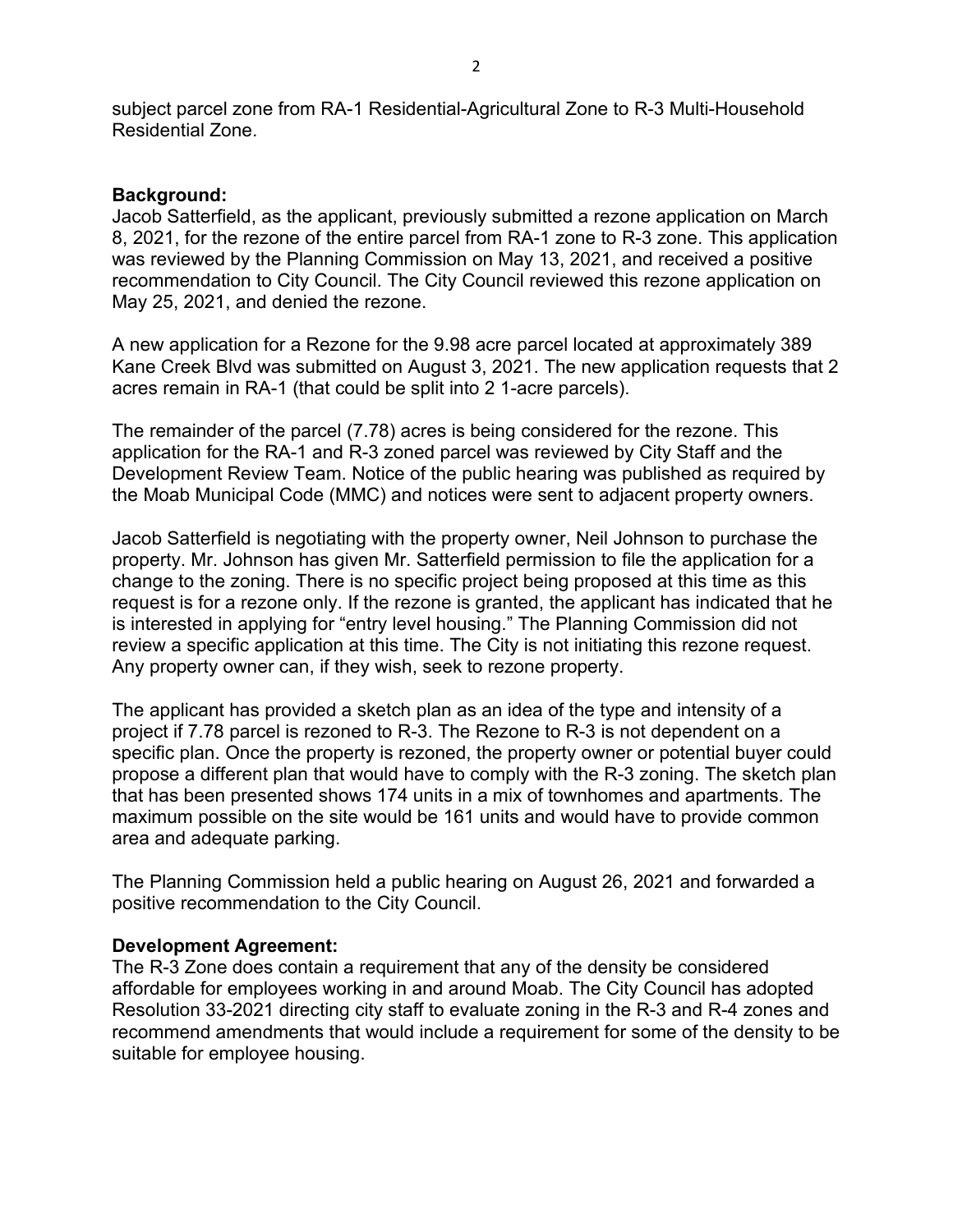subject parcel zone from RA-1 Residential-Agricultural Zone to R-3 Multi-Household Residential Zone.

**Background:**

Jacob Satterfield, as the applicant, previously submitted a rezone application on March 8, 2021, for the rezone of the entire parcel from RA-1 zone to R-3 zone. This application was reviewed by the Planning Commission on May 13, 2021, and received a positive recommendation to City Council. The City Council reviewed this rezone application on May 25, 2021, and denied the rezone.

A new application for a Rezone for the 9.98 acre parcel located at approximately 389 Kane Creek Blvd was submitted on August 3, 2021. The new application requests that 2 acres remain in RA-1 (that could be split into 2 1-acre parcels).

The remainder of the parcel (7.78) acres is being considered for the rezone. This application for the RA-1 and R-3 zoned parcel was reviewed by City Staff and the Development Review Team. Notice of the public hearing was published as required by the Moab Municipal Code (MMC) and notices were sent to adjacent property owners.

Jacob Satterfield is negotiating with the property owner, Neil Johnson to purchase the property. Mr. Johnson has given Mr. Satterfield permission to file the application for a change to the zoning. There is no specific project being proposed at this time as this request is for a rezone only. If the rezone is granted, the applicant has indicated that he is interested in applying for "entry level housing." The Planning Commission did not review a specific application at this time. The City is not initiating this rezone request. Any property owner can, if they wish, seek to rezone property.

The applicant has provided a sketch plan as an idea of the type and intensity of a project if 7.78 parcel is rezoned to R-3. The Rezone to R-3 is not dependent on a specific plan. Once the property is rezoned, the property owner or potential buyer could propose a different plan that would have to comply with the R-3 zoning. The sketch plan that has been presented shows 174 units in a mix of townhomes and apartments. The maximum possible on the site would be 161 units and would have to provide common area and adequate parking.

The Planning Commission held a public hearing on August 26, 2021 and forwarded a positive recommendation to the City Council.

**Development Agreement:**

The R-3 Zone does contain a requirement that any of the density be considered affordable for employees working in and around Moab. The City Council has adopted Resolution 33-2021 directing city staff to evaluate zoning in the R-3 and R-4 zones and recommend amendments that would include a requirement for some of the density to be suitable for employee housing.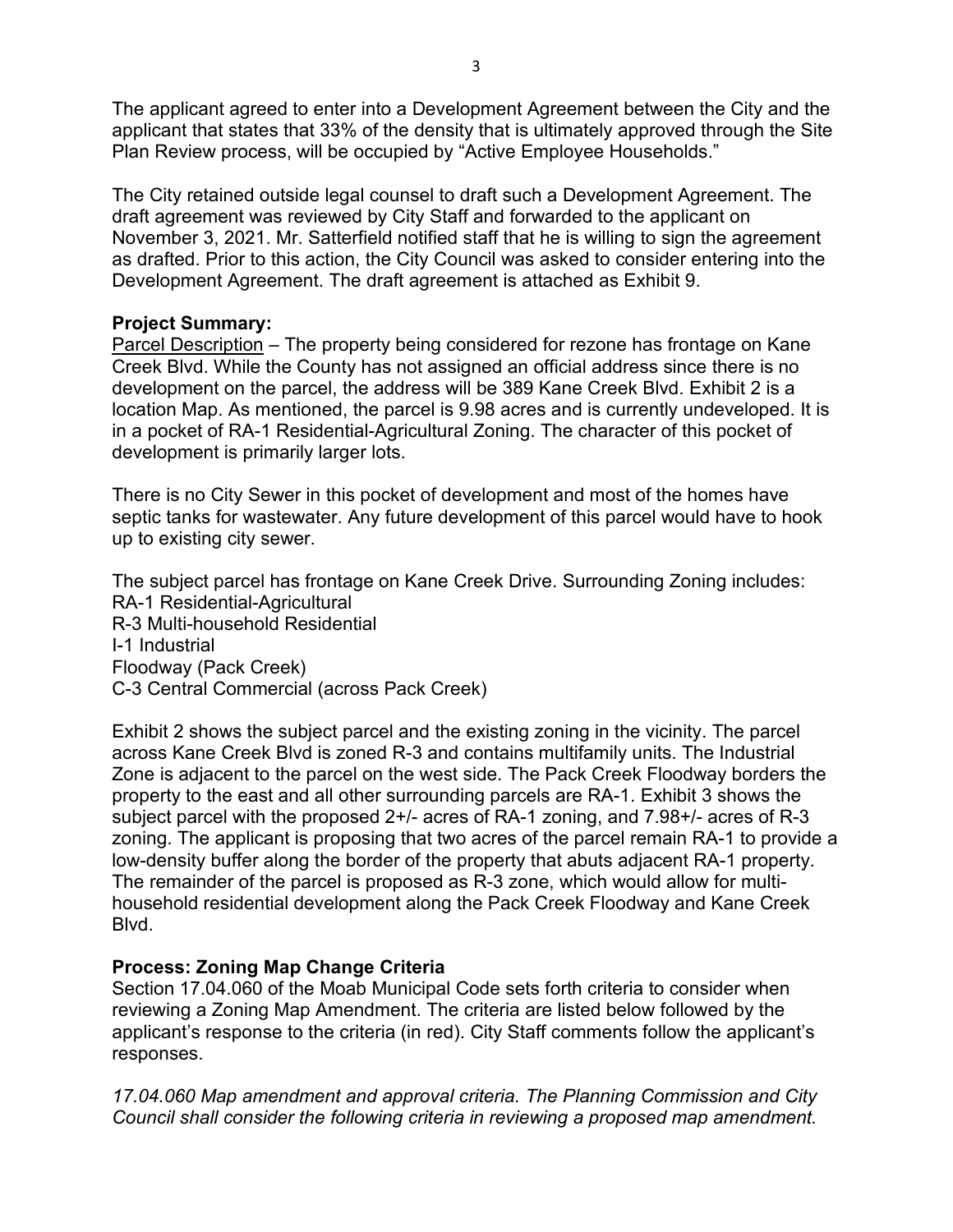The applicant agreed to enter into a Development Agreement between the City and the applicant that states that 33% of the density that is ultimately approved through the Site Plan Review process, will be occupied by "Active Employee Households."

The City retained outside legal counsel to draft such a Development Agreement. The draft agreement was reviewed by City Staff and forwarded to the applicant on November 3, 2021. Mr. Satterfield notified staff that he is willing to sign the agreement as drafted. Prior to this action, the City Council was asked to consider entering into the Development Agreement. The draft agreement is attached as Exhibit 9.

**Project Summary:**

Parcel Description – The property being considered for rezone has frontage on Kane Creek Blvd. While the County has not assigned an official address since there is no development on the parcel, the address will be 389 Kane Creek Blvd. Exhibit 2 is a location Map. As mentioned, the parcel is 9.98 acres and is currently undeveloped. It is in a pocket of RA-1 Residential-Agricultural Zoning. The character of this pocket of development is primarily larger lots.

There is no City Sewer in this pocket of development and most of the homes have septic tanks for wastewater. Any future development of this parcel would have to hook up to existing city sewer.

The subject parcel has frontage on Kane Creek Drive. Surrounding Zoning includes:
RA-1 Residential-Agricultural
R-3 Multi-household Residential
I-1 Industrial
Floodway (Pack Creek)
C-3 Central Commercial (across Pack Creek)

Exhibit 2 shows the subject parcel and the existing zoning in the vicinity. The parcel across Kane Creek Blvd is zoned R-3 and contains multifamily units. The Industrial Zone is adjacent to the parcel on the west side. The Pack Creek Floodway borders the property to the east and all other surrounding parcels are RA-1. Exhibit 3 shows the subject parcel with the proposed 2+/- acres of RA-1 zoning, and 7.98+/- acres of R-3 zoning. The applicant is proposing that two acres of the parcel remain RA-1 to provide a low-density buffer along the border of the property that abuts adjacent RA-1 property. The remainder of the parcel is proposed as R-3 zone, which would allow for multi-household residential development along the Pack Creek Floodway and Kane Creek Blvd.

**Process: Zoning Map Change Criteria**

Section 17.04.060 of the Moab Municipal Code sets forth criteria to consider when reviewing a Zoning Map Amendment. The criteria are listed below followed by the applicant's response to the criteria (in red). City Staff comments follow the applicant's responses.

*17.04.060 Map amendment and approval criteria. The Planning Commission and City Council shall consider the following criteria in reviewing a proposed map amendment.*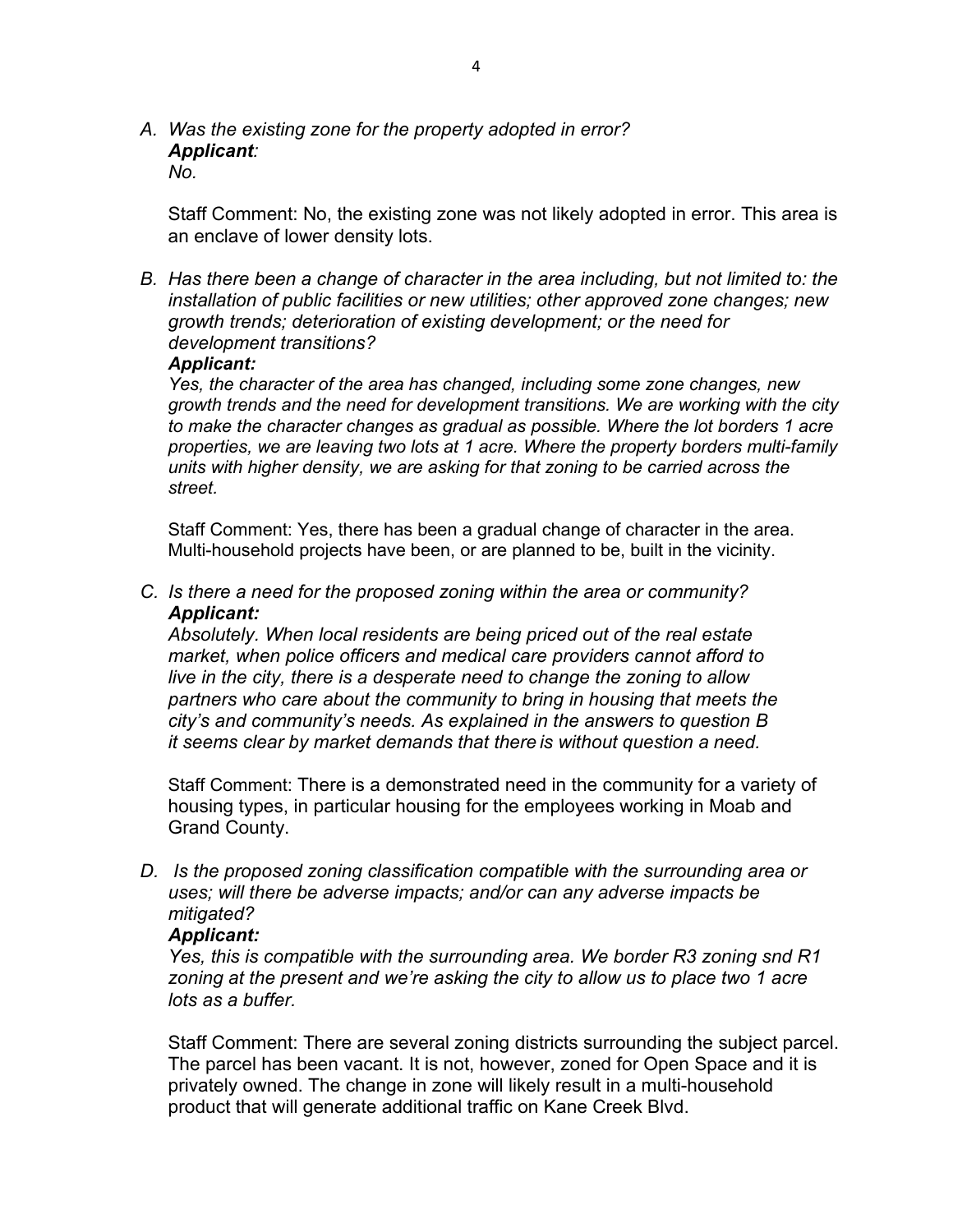A. *Was the existing zone for the property adopted in error?*
   ***Applicant:***
   *No.*

   Staff Comment: No, the existing zone was not likely adopted in error. This area is an enclave of lower density lots.

B. *Has there been a change of character in the area including, but not limited to: the installation of public facilities or new utilities; other approved zone changes; new growth trends; deterioration of existing development; or the need for development transitions?*
   ***Applicant:***
   *Yes, the character of the area has changed, including some zone changes, new growth trends and the need for development transitions. We are working with the city to make the character changes as gradual as possible. Where the lot borders 1 acre properties, we are leaving two lots at 1 acre. Where the property borders multi-family units with higher density, we are asking for that zoning to be carried across the street.*

   Staff Comment: Yes, there has been a gradual change of character in the area. Multi-household projects have been, or are planned to be, built in the vicinity.

C. *Is there a need for the proposed zoning within the area or community?*
   ***Applicant:***
   *Absolutely. When local residents are being priced out of the real estate market, when police officers and medical care providers cannot afford to live in the city, there is a desperate need to change the zoning to allow partners who care about the community to bring in housing that meets the city's and community's needs. As explained in the answers to question B it seems clear by market demands that there is without question a need.*

   Staff Comment: There is a demonstrated need in the community for a variety of housing types, in particular housing for the employees working in Moab and Grand County.

D. *Is the proposed zoning classification compatible with the surrounding area or uses; will there be adverse impacts; and/or can any adverse impacts be mitigated?*
   ***Applicant:***
   *Yes, this is compatible with the surrounding area. We border R3 zoning snd R1 zoning at the present and we're asking the city to allow us to place two 1 acre lots as a buffer.*

   Staff Comment: There are several zoning districts surrounding the subject parcel. The parcel has been vacant. It is not, however, zoned for Open Space and it is privately owned. The change in zone will likely result in a multi-household product that will generate additional traffic on Kane Creek Blvd.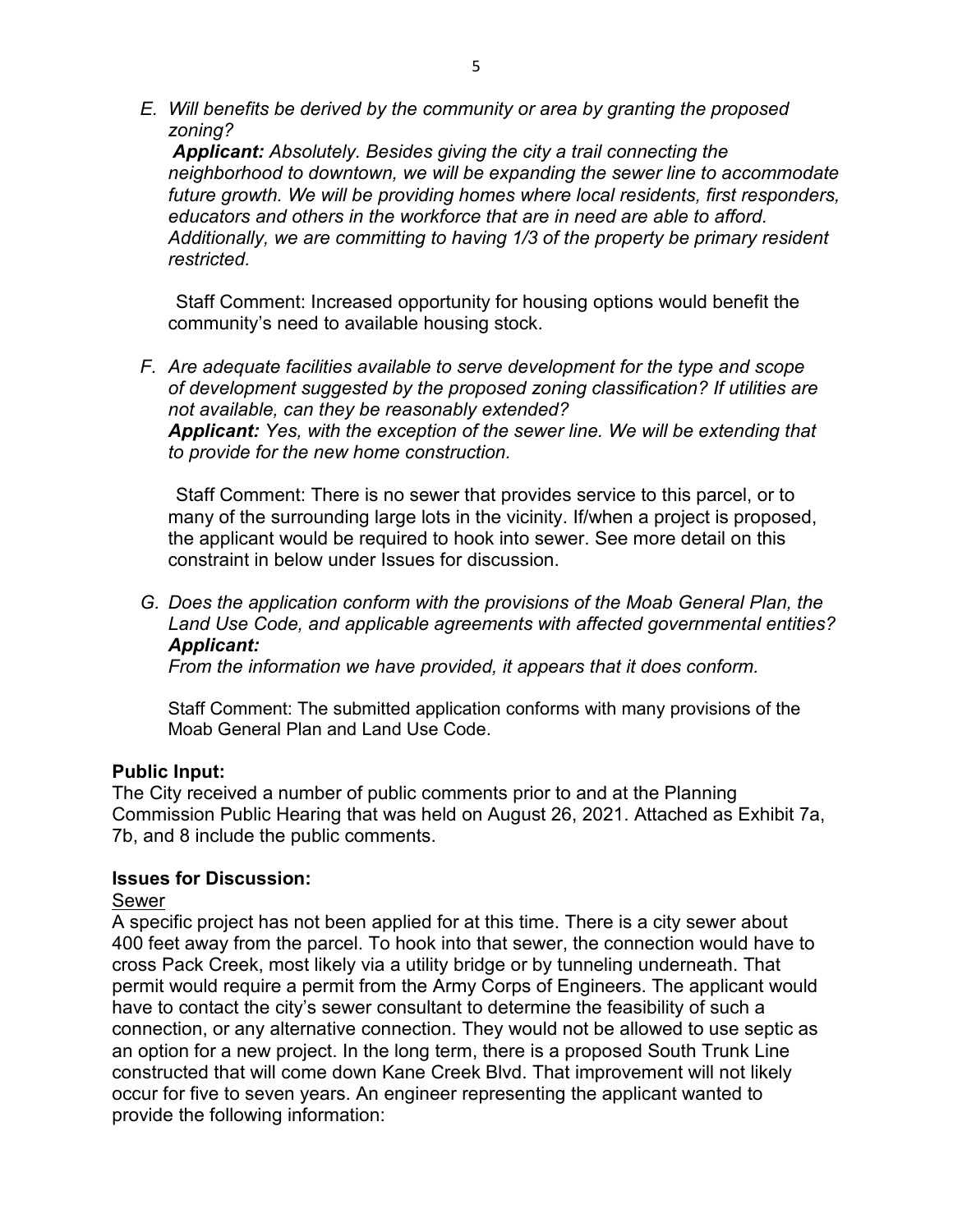E. *Will benefits be derived by the community or area by granting the proposed zoning?*
   ***Applicant:*** *Absolutely. Besides giving the city a trail connecting the neighborhood to downtown, we will be expanding the sewer line to accommodate future growth. We will be providing homes where local residents, first responders, educators and others in the workforce that are in need are able to afford. Additionally, we are committing to having 1/3 of the property be primary resident restricted.*

   Staff Comment: Increased opportunity for housing options would benefit the community's need to available housing stock.

F. *Are adequate facilities available to serve development for the type and scope of development suggested by the proposed zoning classification? If utilities are not available, can they be reasonably extended?*
   ***Applicant:*** *Yes, with the exception of the sewer line. We will be extending that to provide for the new home construction.*

   Staff Comment: There is no sewer that provides service to this parcel, or to many of the surrounding large lots in the vicinity. If/when a project is proposed, the applicant would be required to hook into sewer. See more detail on this constraint in below under Issues for discussion.

G. *Does the application conform with the provisions of the Moab General Plan, the Land Use Code, and applicable agreements with affected governmental entities?*
   ***Applicant:***
   *From the information we have provided, it appears that it does conform.*

   Staff Comment: The submitted application conforms with many provisions of the Moab General Plan and Land Use Code.

**Public Input:**
The City received a number of public comments prior to and at the Planning Commission Public Hearing that was held on August 26, 2021. Attached as Exhibit 7a, 7b, and 8 include the public comments.

**Issues for Discussion:**

Sewer

A specific project has not been applied for at this time. There is a city sewer about 400 feet away from the parcel. To hook into that sewer, the connection would have to cross Pack Creek, most likely via a utility bridge or by tunneling underneath. That permit would require a permit from the Army Corps of Engineers. The applicant would have to contact the city's sewer consultant to determine the feasibility of such a connection, or any alternative connection. They would not be allowed to use septic as an option for a new project. In the long term, there is a proposed South Trunk Line constructed that will come down Kane Creek Blvd. That improvement will not likely occur for five to seven years. An engineer representing the applicant wanted to provide the following information: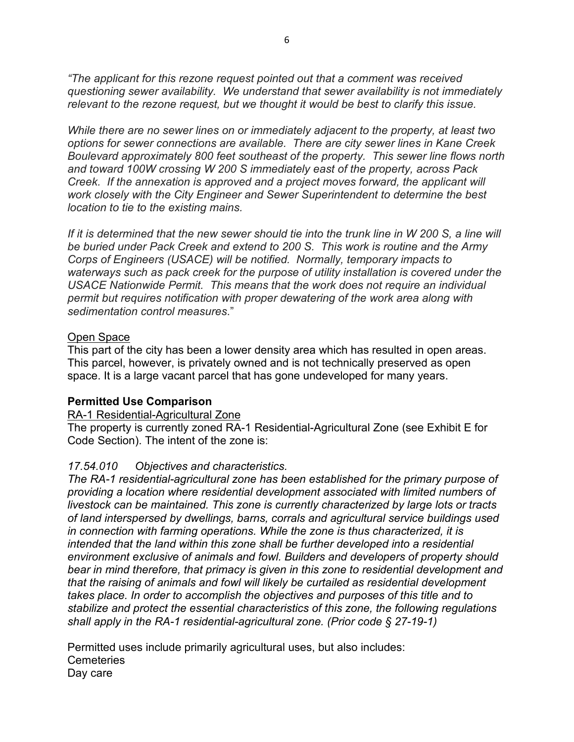*"The applicant for this rezone request pointed out that a comment was received questioning sewer availability. We understand that sewer availability is not immediately relevant to the rezone request, but we thought it would be best to clarify this issue.*

*While there are no sewer lines on or immediately adjacent to the property, at least two options for sewer connections are available. There are city sewer lines in Kane Creek Boulevard approximately 800 feet southeast of the property. This sewer line flows north and toward 100W crossing W 200 S immediately east of the property, across Pack Creek. If the annexation is approved and a project moves forward, the applicant will work closely with the City Engineer and Sewer Superintendent to determine the best location to tie to the existing mains.*

*If it is determined that the new sewer should tie into the trunk line in W 200 S, a line will be buried under Pack Creek and extend to 200 S. This work is routine and the Army Corps of Engineers (USACE) will be notified. Normally, temporary impacts to waterways such as pack creek for the purpose of utility installation is covered under the USACE Nationwide Permit. This means that the work does not require an individual permit but requires notification with proper dewatering of the work area along with sedimentation control measures.*"

<u>Open Space</u>

This part of the city has been a lower density area which has resulted in open areas. This parcel, however, is privately owned and is not technically preserved as open space. It is a large vacant parcel that has gone undeveloped for many years.

**Permitted Use Comparison**

<u>RA-1 Residential-Agricultural Zone</u>

The property is currently zoned RA-1 Residential-Agricultural Zone (see Exhibit E for Code Section). The intent of the zone is:

*17.54.010 Objectives and characteristics.*

*The RA-1 residential-agricultural zone has been established for the primary purpose of providing a location where residential development associated with limited numbers of livestock can be maintained. This zone is currently characterized by large lots or tracts of land interspersed by dwellings, barns, corrals and agricultural service buildings used in connection with farming operations. While the zone is thus characterized, it is intended that the land within this zone shall be further developed into a residential environment exclusive of animals and fowl. Builders and developers of property should bear in mind therefore, that primacy is given in this zone to residential development and that the raising of animals and fowl will likely be curtailed as residential development takes place. In order to accomplish the objectives and purposes of this title and to stabilize and protect the essential characteristics of this zone, the following regulations shall apply in the RA-1 residential-agricultural zone. (Prior code § 27-19-1)*

Permitted uses include primarily agricultural uses, but also includes:
Cemeteries
Day care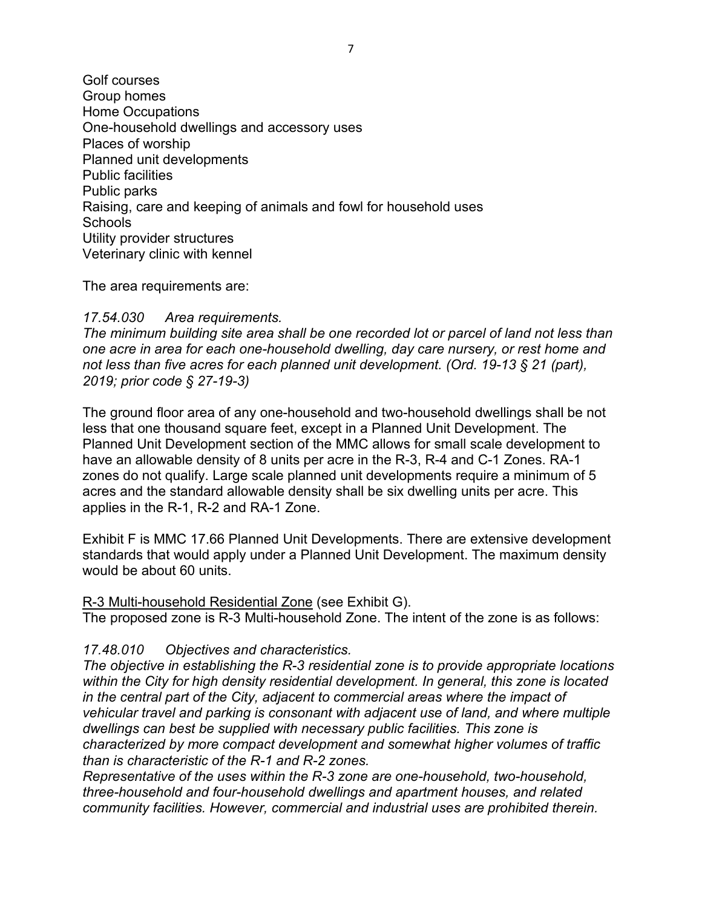Golf courses
Group homes
Home Occupations
One-household dwellings and accessory uses
Places of worship
Planned unit developments
Public facilities
Public parks
Raising, care and keeping of animals and fowl for household uses
Schools
Utility provider structures
Veterinary clinic with kennel

The area requirements are:

*17.54.030 Area requirements.*
*The minimum building site area shall be one recorded lot or parcel of land not less than one acre in area for each one-household dwelling, day care nursery, or rest home and not less than five acres for each planned unit development. (Ord. 19-13 § 21 (part), 2019; prior code § 27-19-3)*

The ground floor area of any one-household and two-household dwellings shall be not less that one thousand square feet, except in a Planned Unit Development. The Planned Unit Development section of the MMC allows for small scale development to have an allowable density of 8 units per acre in the R-3, R-4 and C-1 Zones. RA-1 zones do not qualify. Large scale planned unit developments require a minimum of 5 acres and the standard allowable density shall be six dwelling units per acre. This applies in the R-1, R-2 and RA-1 Zone.

Exhibit F is MMC 17.66 Planned Unit Developments. There are extensive development standards that would apply under a Planned Unit Development. The maximum density would be about 60 units.

<u>R-3 Multi-household Residential Zone</u> (see Exhibit G).
The proposed zone is R-3 Multi-household Zone. The intent of the zone is as follows:

*17.48.010 Objectives and characteristics.*
*The objective in establishing the R-3 residential zone is to provide appropriate locations within the City for high density residential development. In general, this zone is located in the central part of the City, adjacent to commercial areas where the impact of vehicular travel and parking is consonant with adjacent use of land, and where multiple dwellings can best be supplied with necessary public facilities. This zone is characterized by more compact development and somewhat higher volumes of traffic than is characteristic of the R-1 and R-2 zones.*
*Representative of the uses within the R-3 zone are one-household, two-household, three-household and four-household dwellings and apartment houses, and related community facilities. However, commercial and industrial uses are prohibited therein.*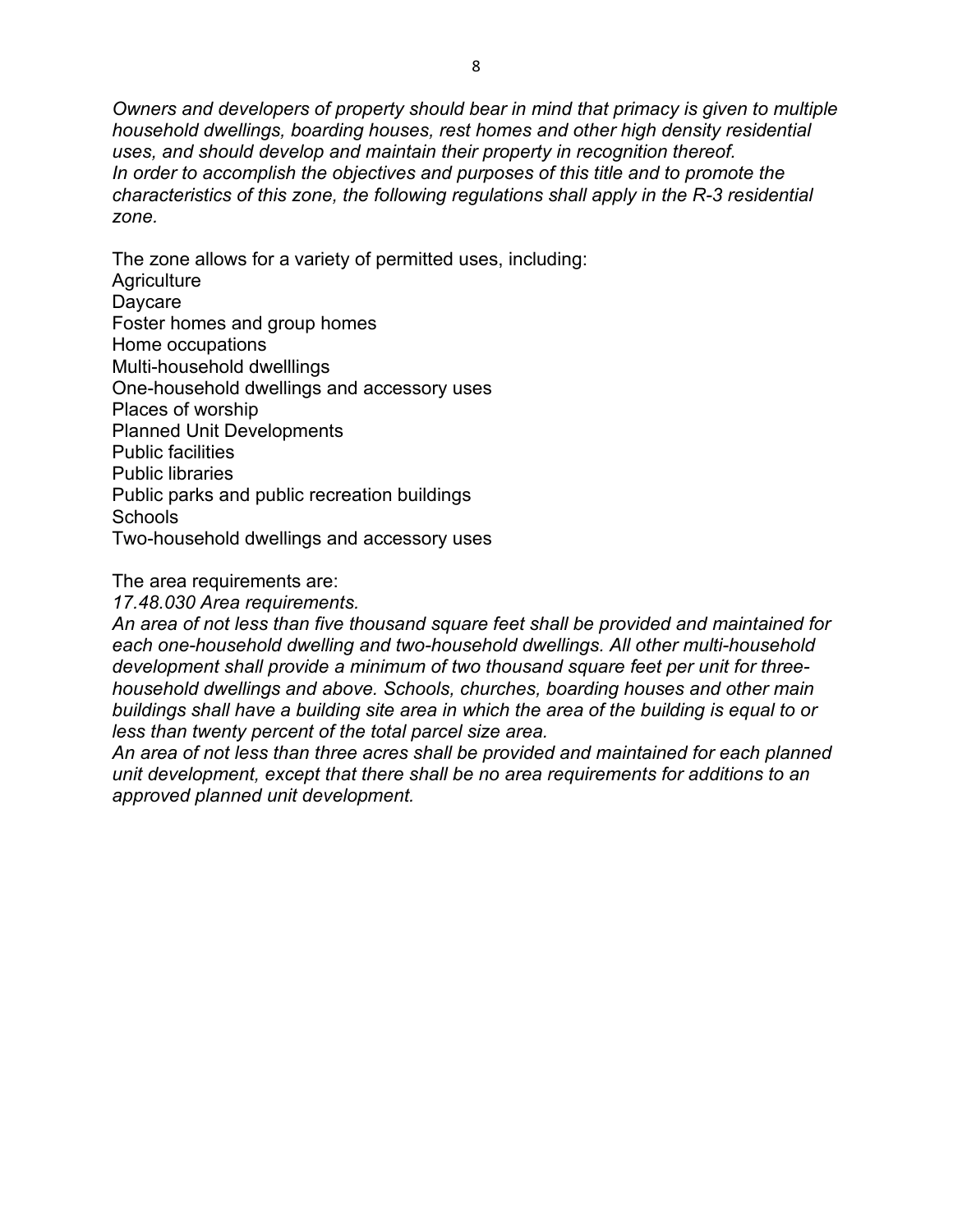*Owners and developers of property should bear in mind that primacy is given to multiple household dwellings, boarding houses, rest homes and other high density residential uses, and should develop and maintain their property in recognition thereof.*
*In order to accomplish the objectives and purposes of this title and to promote the characteristics of this zone, the following regulations shall apply in the R-3 residential zone.*

The zone allows for a variety of permitted uses, including:
Agriculture
Daycare
Foster homes and group homes
Home occupations
Multi-household dwelllings
One-household dwellings and accessory uses
Places of worship
Planned Unit Developments
Public facilities
Public libraries
Public parks and public recreation buildings
Schools
Two-household dwellings and accessory uses

The area requirements are:
*17.48.030 Area requirements.*
*An area of not less than five thousand square feet shall be provided and maintained for each one-household dwelling and two-household dwellings. All other multi-household development shall provide a minimum of two thousand square feet per unit for three-household dwellings and above. Schools, churches, boarding houses and other main buildings shall have a building site area in which the area of the building is equal to or less than twenty percent of the total parcel size area.*
*An area of not less than three acres shall be provided and maintained for each planned unit development, except that there shall be no area requirements for additions to an approved planned unit development.*